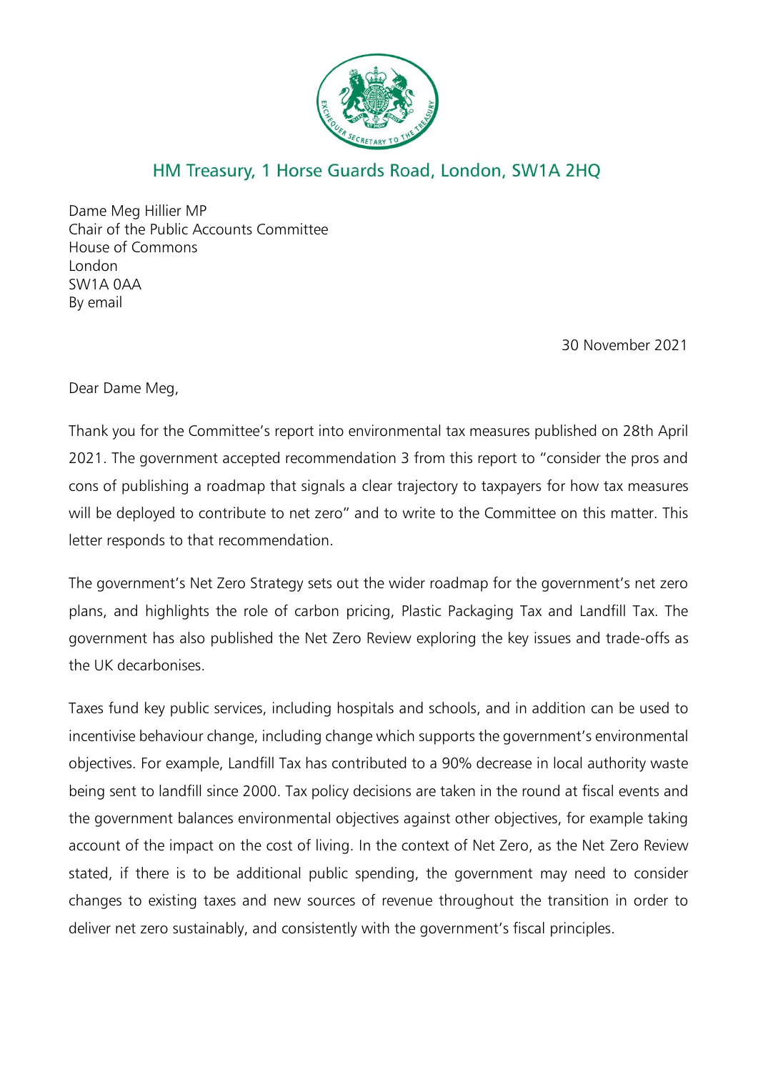HM Treasury, 1 Horse Guards Road, London, SW1A 2HQ

Dame Meg Hillier MP
Chair of the Public Accounts Committee
House of Commons
London
SW1A 0AA
By email

30 November 2021

Dear Dame Meg,

Thank you for the Committee's report into environmental tax measures published on 28th April 2021. The government accepted recommendation 3 from this report to "consider the pros and cons of publishing a roadmap that signals a clear trajectory to taxpayers for how tax measures will be deployed to contribute to net zero" and to write to the Committee on this matter. This letter responds to that recommendation.

The government's Net Zero Strategy sets out the wider roadmap for the government's net zero plans, and highlights the role of carbon pricing, Plastic Packaging Tax and Landfill Tax. The government has also published the Net Zero Review exploring the key issues and trade-offs as the UK decarbonises.

Taxes fund key public services, including hospitals and schools, and in addition can be used to incentivise behaviour change, including change which supports the government's environmental objectives. For example, Landfill Tax has contributed to a 90% decrease in local authority waste being sent to landfill since 2000. Tax policy decisions are taken in the round at fiscal events and the government balances environmental objectives against other objectives, for example taking account of the impact on the cost of living. In the context of Net Zero, as the Net Zero Review stated, if there is to be additional public spending, the government may need to consider changes to existing taxes and new sources of revenue throughout the transition in order to deliver net zero sustainably, and consistently with the government's fiscal principles.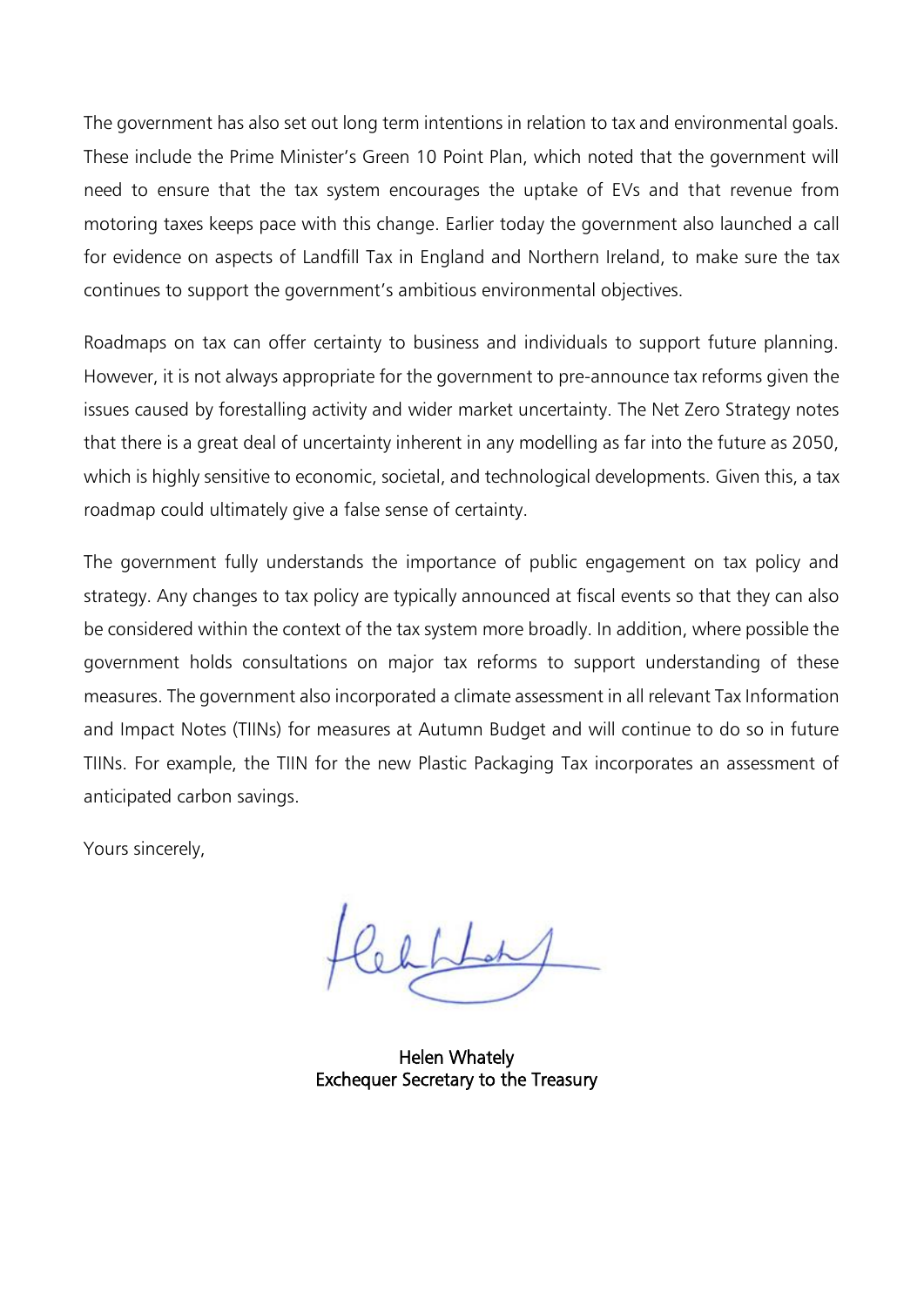The government has also set out long term intentions in relation to tax and environmental goals. These include the Prime Minister's Green 10 Point Plan, which noted that the government will need to ensure that the tax system encourages the uptake of EVs and that revenue from motoring taxes keeps pace with this change. Earlier today the government also launched a call for evidence on aspects of Landfill Tax in England and Northern Ireland, to make sure the tax continues to support the government's ambitious environmental objectives.

Roadmaps on tax can offer certainty to business and individuals to support future planning. However, it is not always appropriate for the government to pre-announce tax reforms given the issues caused by forestalling activity and wider market uncertainty. The Net Zero Strategy notes that there is a great deal of uncertainty inherent in any modelling as far into the future as 2050, which is highly sensitive to economic, societal, and technological developments. Given this, a tax roadmap could ultimately give a false sense of certainty.

The government fully understands the importance of public engagement on tax policy and strategy. Any changes to tax policy are typically announced at fiscal events so that they can also be considered within the context of the tax system more broadly. In addition, where possible the government holds consultations on major tax reforms to support understanding of these measures. The government also incorporated a climate assessment in all relevant Tax Information and Impact Notes (TIINs) for measures at Autumn Budget and will continue to do so in future TIINs. For example, the TIIN for the new Plastic Packaging Tax incorporates an assessment of anticipated carbon savings.

Yours sincerely,

Helen Whately
Exchequer Secretary to the Treasury